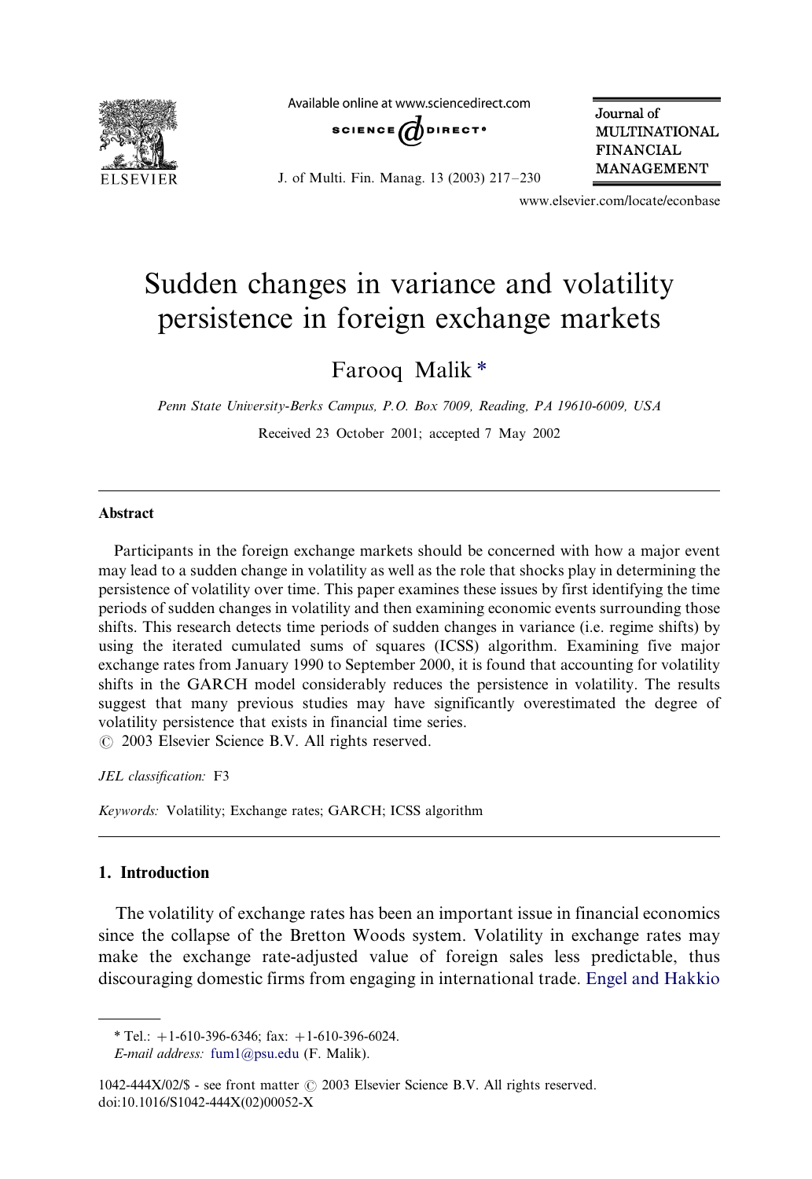# Sudden changes in variance and volatility persistence in foreign exchange markets

Farooq Malik *

*Penn State University-Berks Campus, P.O. Box 7009, Reading, PA 19610-6009, USA*

Received 23 October 2001; accepted 7 May 2002

## Abstract

Participants in the foreign exchange markets should be concerned with how a major event may lead to a sudden change in volatility as well as the role that shocks play in determining the persistence of volatility over time. This paper examines these issues by first identifying the time periods of sudden changes in volatility and then examining economic events surrounding those shifts. This research detects time periods of sudden changes in variance (i.e. regime shifts) by using the iterated cumulated sums of squares (ICSS) algorithm. Examining five major exchange rates from January 1990 to September 2000, it is found that accounting for volatility shifts in the GARCH model considerably reduces the persistence in volatility. The results suggest that many previous studies may have significantly overestimated the degree of volatility persistence that exists in financial time series.

© 2003 Elsevier Science B.V. All rights reserved.

*JEL classification:* F3

*Keywords:* Volatility; Exchange rates; GARCH; ICSS algorithm

## 1. Introduction

The volatility of exchange rates has been an important issue in financial economics since the collapse of the Bretton Woods system. Volatility in exchange rates may make the exchange rate-adjusted value of foreign sales less predictable, thus discouraging domestic firms from engaging in international trade. Engel and Hakkio

* Tel.: +1-610-396-6346; fax: +1-610-396-6024.

*E-mail address:* fum1@psu.edu (F. Malik).

1042-444X/02/$ - see front matter © 2003 Elsevier Science B.V. All rights reserved.
doi:10.1016/S1042-444X(02)00052-X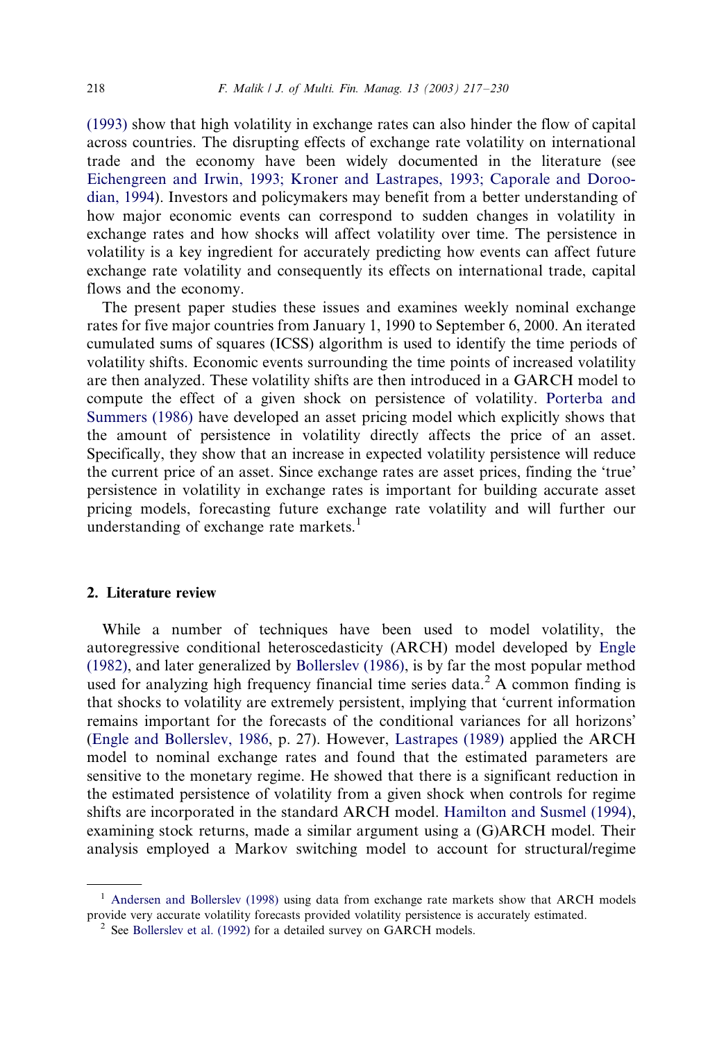(1993) show that high volatility in exchange rates can also hinder the flow of capital across countries. The disrupting effects of exchange rate volatility on international trade and the economy have been widely documented in the literature (see Eichengreen and Irwin, 1993; Kroner and Lastrapes, 1993; Caporale and Doroodian, 1994). Investors and policymakers may benefit from a better understanding of how major economic events can correspond to sudden changes in volatility in exchange rates and how shocks will affect volatility over time. The persistence in volatility is a key ingredient for accurately predicting how events can affect future exchange rate volatility and consequently its effects on international trade, capital flows and the economy.

The present paper studies these issues and examines weekly nominal exchange rates for five major countries from January 1, 1990 to September 6, 2000. An iterated cumulated sums of squares (ICSS) algorithm is used to identify the time periods of volatility shifts. Economic events surrounding the time points of increased volatility are then analyzed. These volatility shifts are then introduced in a GARCH model to compute the effect of a given shock on persistence of volatility. Porterba and Summers (1986) have developed an asset pricing model which explicitly shows that the amount of persistence in volatility directly affects the price of an asset. Specifically, they show that an increase in expected volatility persistence will reduce the current price of an asset. Since exchange rates are asset prices, finding the 'true' persistence in volatility in exchange rates is important for building accurate asset pricing models, forecasting future exchange rate volatility and will further our understanding of exchange rate markets.[1]

## 2. Literature review

While a number of techniques have been used to model volatility, the autoregressive conditional heteroscedasticity (ARCH) model developed by Engle (1982), and later generalized by Bollerslev (1986), is by far the most popular method used for analyzing high frequency financial time series data.[2] A common finding is that shocks to volatility are extremely persistent, implying that 'current information remains important for the forecasts of the conditional variances for all horizons' (Engle and Bollerslev, 1986, p. 27). However, Lastrapes (1989) applied the ARCH model to nominal exchange rates and found that the estimated parameters are sensitive to the monetary regime. He showed that there is a significant reduction in the estimated persistence of volatility from a given shock when controls for regime shifts are incorporated in the standard ARCH model. Hamilton and Susmel (1994), examining stock returns, made a similar argument using a (G)ARCH model. Their analysis employed a Markov switching model to account for structural/regime

[1] Andersen and Bollerslev (1998) using data from exchange rate markets show that ARCH models provide very accurate volatility forecasts provided volatility persistence is accurately estimated.

[2] See Bollerslev et al. (1992) for a detailed survey on GARCH models.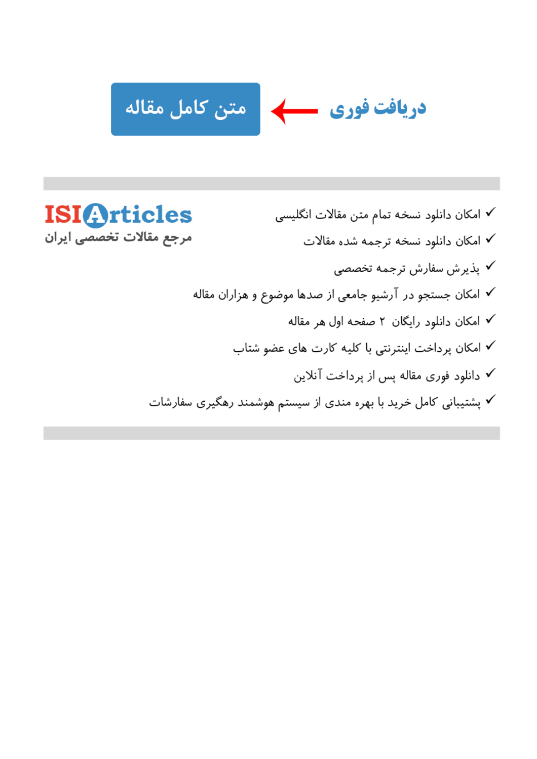دریافت فوری ← **متن کامل مقاله**

ISIArticles
مرجع مقالات تخصصی ایران

- ✓ امکان دانلود نسخه تمام متن مقالات انگلیسی
- ✓ امکان دانلود نسخه ترجمه شده مقالات
- ✓ پذیرش سفارش ترجمه تخصصی
- ✓ امکان جستجو در آرشیو جامعی از صدها موضوع و هزاران مقاله
- ✓ امکان دانلود رایگان ۲ صفحه اول هر مقاله
- ✓ امکان پرداخت اینترنتی با کلیه کارت های عضو شتاب
- ✓ دانلود فوری مقاله پس از پرداخت آنلاین
- ✓ پشتیبانی کامل خرید با بهره مندی از سیستم هوشمند رهگیری سفارشات